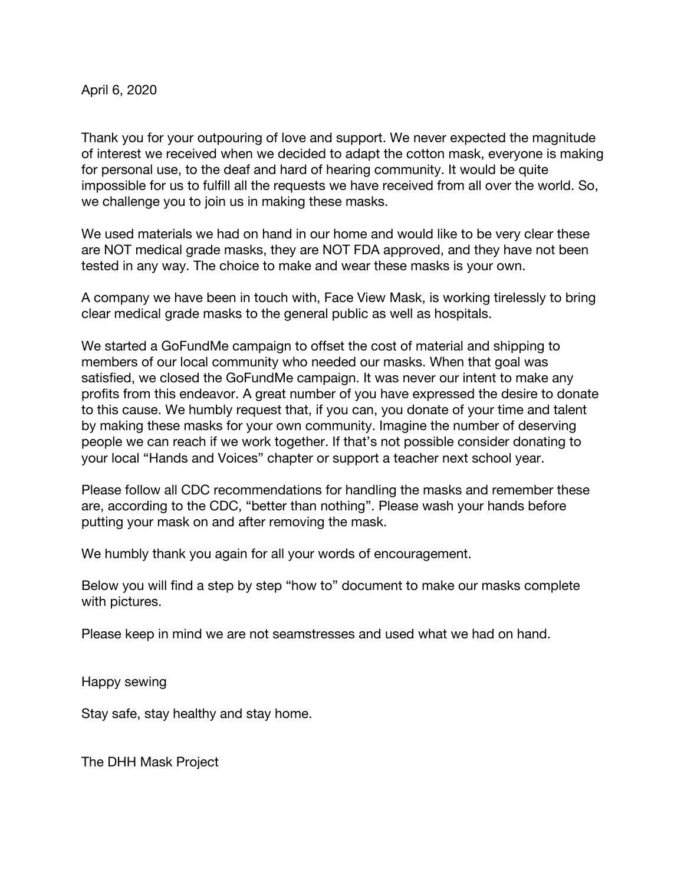April 6, 2020

Thank you for your outpouring of love and support. We never expected the magnitude of interest we received when we decided to adapt the cotton mask, everyone is making for personal use, to the deaf and hard of hearing community. It would be quite impossible for us to fulfill all the requests we have received from all over the world. So, we challenge you to join us in making these masks.

We used materials we had on hand in our home and would like to be very clear these are NOT medical grade masks, they are NOT FDA approved, and they have not been tested in any way. The choice to make and wear these masks is your own.

A company we have been in touch with, Face View Mask, is working tirelessly to bring clear medical grade masks to the general public as well as hospitals.

We started a GoFundMe campaign to offset the cost of material and shipping to members of our local community who needed our masks. When that goal was satisfied, we closed the GoFundMe campaign. It was never our intent to make any profits from this endeavor. A great number of you have expressed the desire to donate to this cause. We humbly request that, if you can, you donate of your time and talent by making these masks for your own community. Imagine the number of deserving people we can reach if we work together. If that's not possible consider donating to your local "Hands and Voices" chapter or support a teacher next school year.

Please follow all CDC recommendations for handling the masks and remember these are, according to the CDC, "better than nothing". Please wash your hands before putting your mask on and after removing the mask.

We humbly thank you again for all your words of encouragement.

Below you will find a step by step "how to" document to make our masks complete with pictures.

Please keep in mind we are not seamstresses and used what we had on hand.

Happy sewing

Stay safe, stay healthy and stay home.

The DHH Mask Project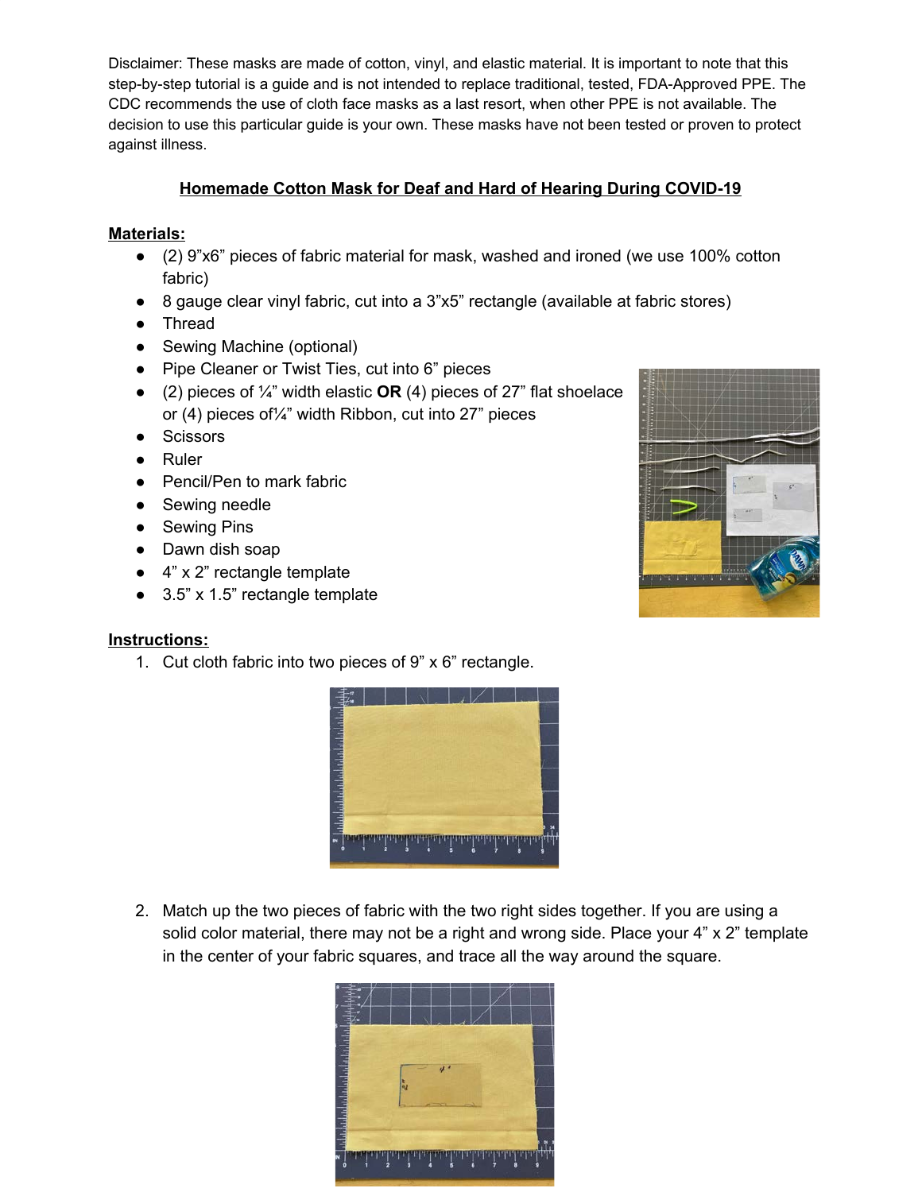Disclaimer: These masks are made of cotton, vinyl, and elastic material. It is important to note that this step-by-step tutorial is a guide and is not intended to replace traditional, tested, FDA-Approved PPE. The CDC recommends the use of cloth face masks as a last resort, when other PPE is not available. The decision to use this particular guide is your own. These masks have not been tested or proven to protect against illness.

## Homemade Cotton Mask for Deaf and Hard of Hearing During COVID-19

### Materials:

- (2) 9"x6" pieces of fabric material for mask, washed and ironed (we use 100% cotton fabric)
- 8 gauge clear vinyl fabric, cut into a 3"x5" rectangle (available at fabric stores)
- Thread
- Sewing Machine (optional)
- Pipe Cleaner or Twist Ties, cut into 6" pieces
- (2) pieces of ¼" width elastic **OR** (4) pieces of 27" flat shoelace or (4) pieces of¼" width Ribbon, cut into 27" pieces
- Scissors
- Ruler
- Pencil/Pen to mark fabric
- Sewing needle
- Sewing Pins
- Dawn dish soap
- 4" x 2" rectangle template
- 3.5" x 1.5" rectangle template

### Instructions:

1. Cut cloth fabric into two pieces of 9" x 6" rectangle.
2. Match up the two pieces of fabric with the two right sides together. If you are using a solid color material, there may not be a right and wrong side. Place your 4" x 2" template in the center of your fabric squares, and trace all the way around the square.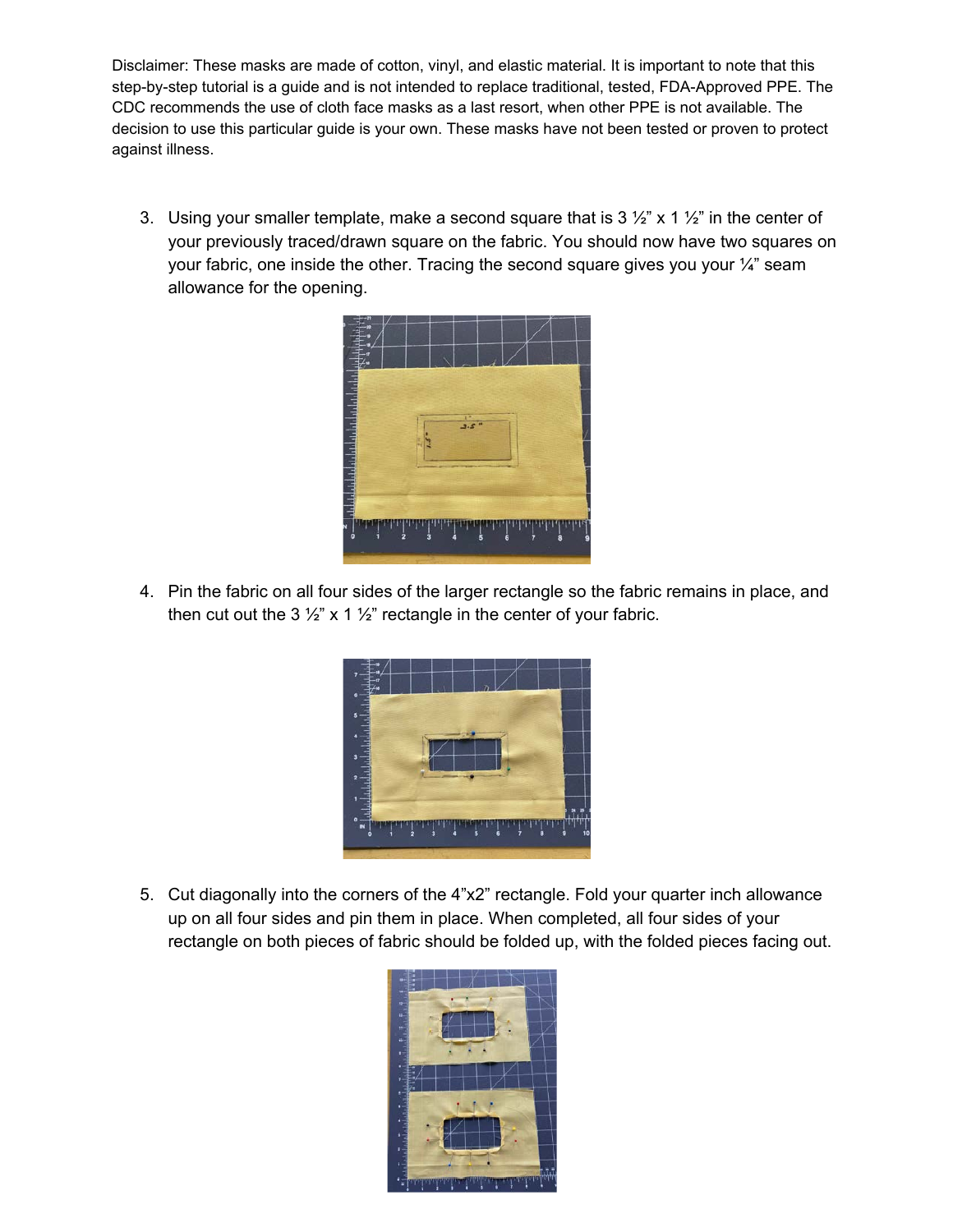Disclaimer: These masks are made of cotton, vinyl, and elastic material. It is important to note that this step-by-step tutorial is a guide and is not intended to replace traditional, tested, FDA-Approved PPE. The CDC recommends the use of cloth face masks as a last resort, when other PPE is not available. The decision to use this particular guide is your own. These masks have not been tested or proven to protect against illness.

3. Using your smaller template, make a second square that is 3 ½" x 1 ½" in the center of your previously traced/drawn square on the fabric. You should now have two squares on your fabric, one inside the other. Tracing the second square gives you your ¼" seam allowance for the opening.

4. Pin the fabric on all four sides of the larger rectangle so the fabric remains in place, and then cut out the 3 ½" x 1 ½" rectangle in the center of your fabric.

5. Cut diagonally into the corners of the 4"x2" rectangle. Fold your quarter inch allowance up on all four sides and pin them in place. When completed, all four sides of your rectangle on both pieces of fabric should be folded up, with the folded pieces facing out.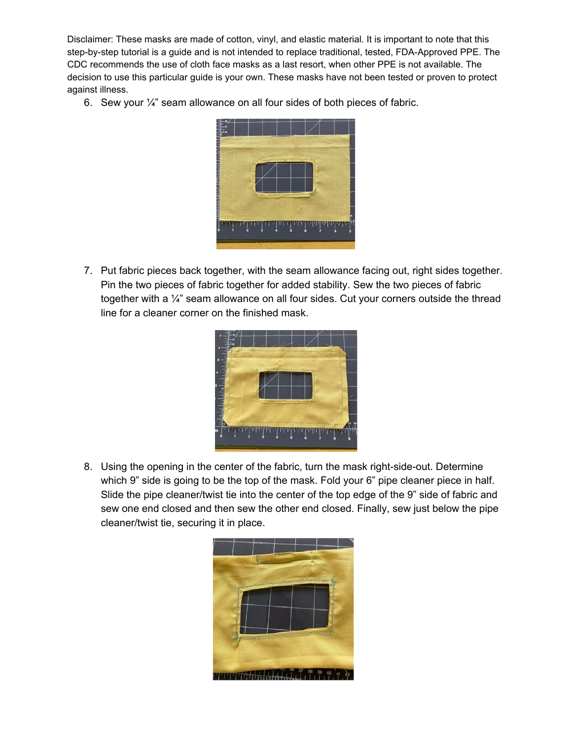Disclaimer: These masks are made of cotton, vinyl, and elastic material. It is important to note that this step-by-step tutorial is a guide and is not intended to replace traditional, tested, FDA-Approved PPE. The CDC recommends the use of cloth face masks as a last resort, when other PPE is not available. The decision to use this particular guide is your own. These masks have not been tested or proven to protect against illness.

6. Sew your ¼” seam allowance on all four sides of both pieces of fabric.

7. Put fabric pieces back together, with the seam allowance facing out, right sides together. Pin the two pieces of fabric together for added stability. Sew the two pieces of fabric together with a ¼” seam allowance on all four sides. Cut your corners outside the thread line for a cleaner corner on the finished mask.

8. Using the opening in the center of the fabric, turn the mask right-side-out. Determine which 9” side is going to be the top of the mask. Fold your 6” pipe cleaner piece in half. Slide the pipe cleaner/twist tie into the center of the top edge of the 9” side of fabric and sew one end closed and then sew the other end closed. Finally, sew just below the pipe cleaner/twist tie, securing it in place.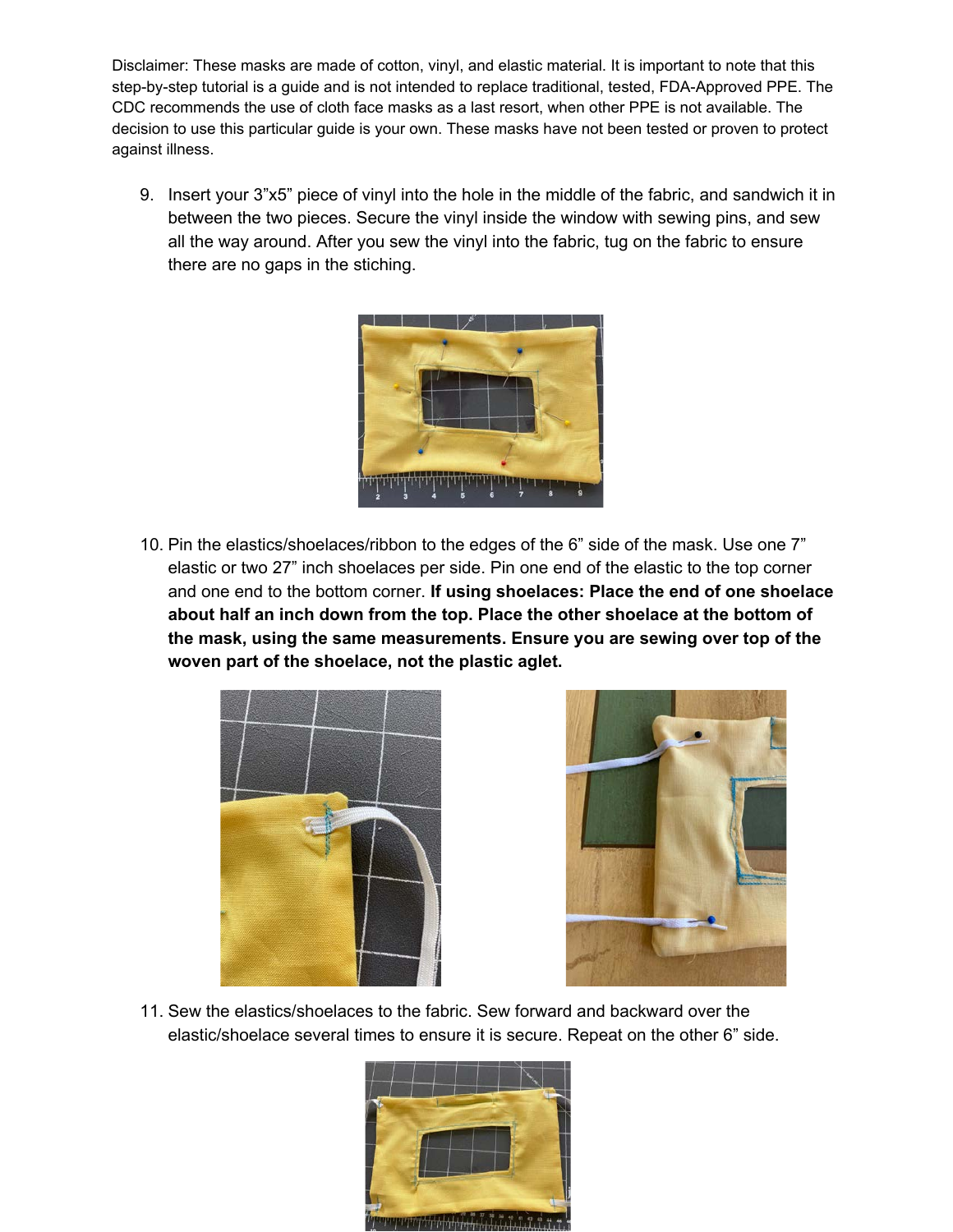Disclaimer: These masks are made of cotton, vinyl, and elastic material. It is important to note that this step-by-step tutorial is a guide and is not intended to replace traditional, tested, FDA-Approved PPE. The CDC recommends the use of cloth face masks as a last resort, when other PPE is not available. The decision to use this particular guide is your own. These masks have not been tested or proven to protect against illness.

9. Insert your 3”x5” piece of vinyl into the hole in the middle of the fabric, and sandwich it in between the two pieces. Secure the vinyl inside the window with sewing pins, and sew all the way around. After you sew the vinyl into the fabric, tug on the fabric to ensure there are no gaps in the stiching.

10. Pin the elastics/shoelaces/ribbon to the edges of the 6” side of the mask. Use one 7” elastic or two 27” inch shoelaces per side. Pin one end of the elastic to the top corner and one end to the bottom corner. **If using shoelaces: Place the end of one shoelace about half an inch down from the top. Place the other shoelace at the bottom of the mask, using the same measurements. Ensure you are sewing over top of the woven part of the shoelace, not the plastic aglet.**

11. Sew the elastics/shoelaces to the fabric. Sew forward and backward over the elastic/shoelace several times to ensure it is secure. Repeat on the other 6” side.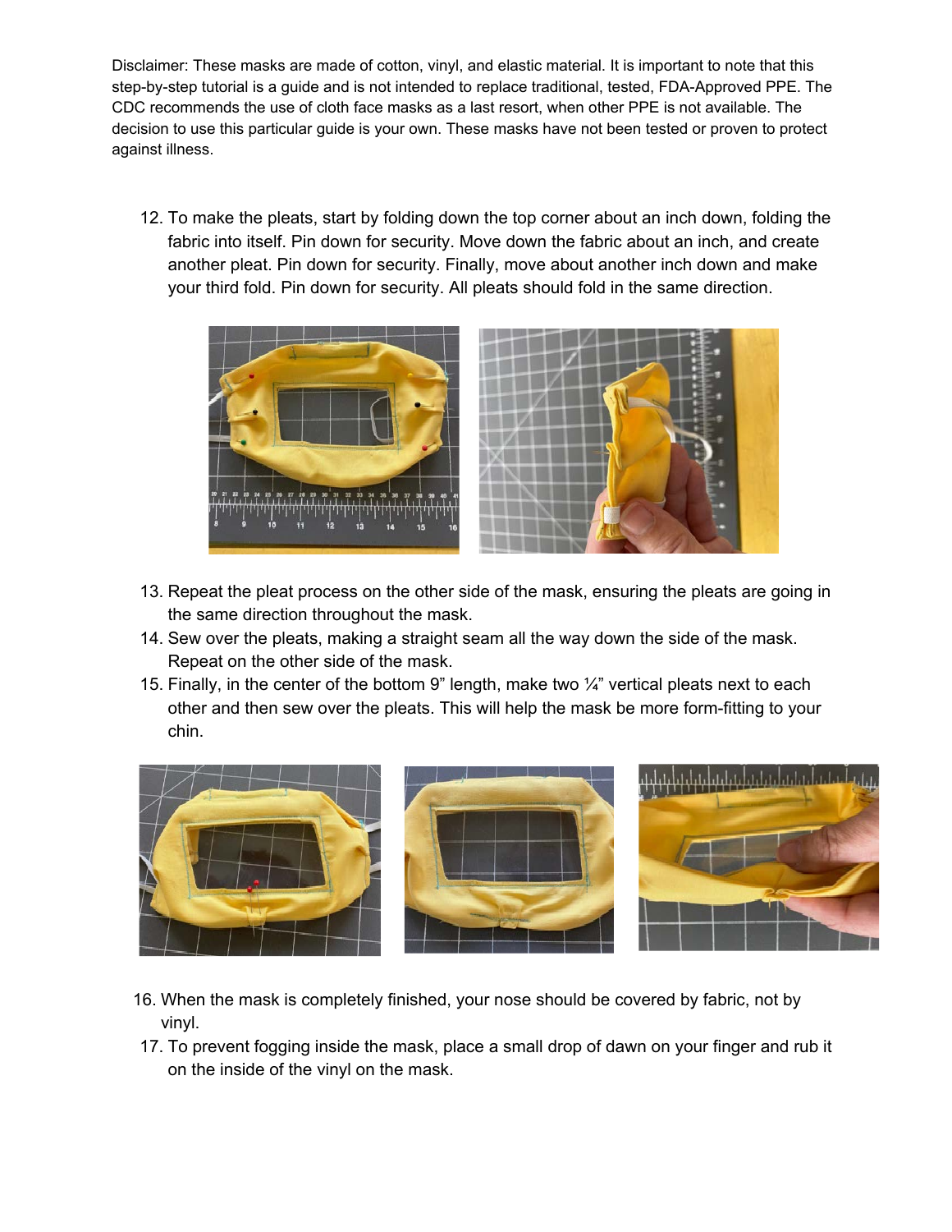Disclaimer: These masks are made of cotton, vinyl, and elastic material. It is important to note that this step-by-step tutorial is a guide and is not intended to replace traditional, tested, FDA-Approved PPE. The CDC recommends the use of cloth face masks as a last resort, when other PPE is not available. The decision to use this particular guide is your own. These masks have not been tested or proven to protect against illness.

12. To make the pleats, start by folding down the top corner about an inch down, folding the fabric into itself. Pin down for security. Move down the fabric about an inch, and create another pleat. Pin down for security. Finally, move about another inch down and make your third fold. Pin down for security. All pleats should fold in the same direction.

13. Repeat the pleat process on the other side of the mask, ensuring the pleats are going in the same direction throughout the mask.
14. Sew over the pleats, making a straight seam all the way down the side of the mask. Repeat on the other side of the mask.
15. Finally, in the center of the bottom 9" length, make two ¼" vertical pleats next to each other and then sew over the pleats. This will help the mask be more form-fitting to your chin.

16. When the mask is completely finished, your nose should be covered by fabric, not by vinyl.
17. To prevent fogging inside the mask, place a small drop of dawn on your finger and rub it on the inside of the vinyl on the mask.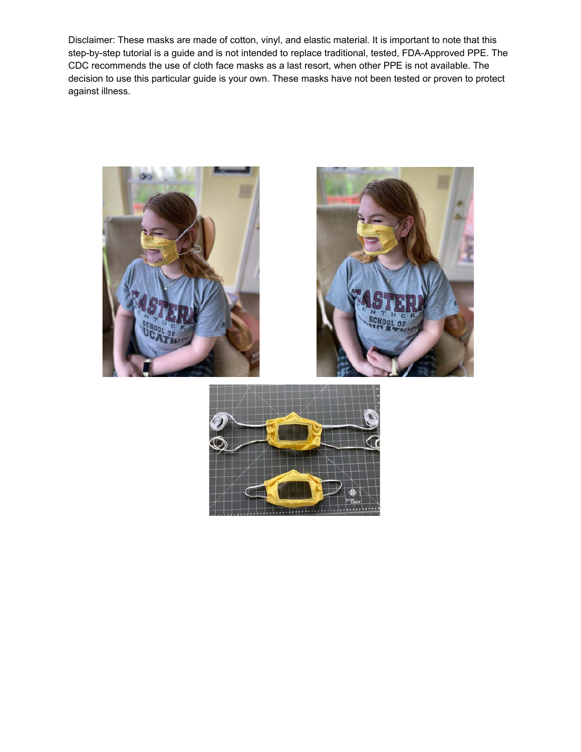Disclaimer: These masks are made of cotton, vinyl, and elastic material. It is important to note that this step-by-step tutorial is a guide and is not intended to replace traditional, tested, FDA-Approved PPE. The CDC recommends the use of cloth face masks as a last resort, when other PPE is not available. The decision to use this particular guide is your own. These masks have not been tested or proven to protect against illness.